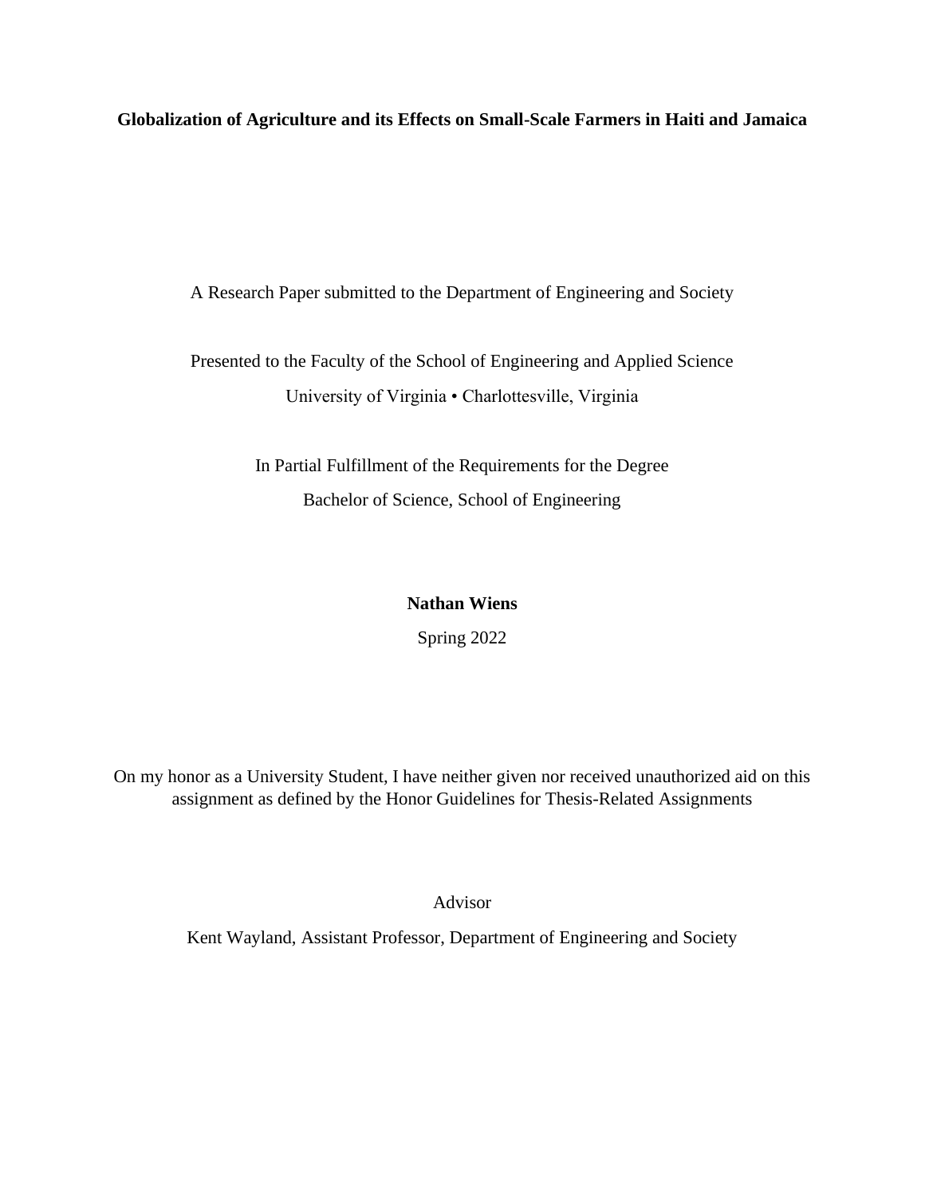**Globalization of Agriculture and its Effects on Small-Scale Farmers in Haiti and Jamaica**

A Research Paper submitted to the Department of Engineering and Society

Presented to the Faculty of the School of Engineering and Applied Science

University of Virginia • Charlottesville, Virginia

In Partial Fulfillment of the Requirements for the Degree

Bachelor of Science, School of Engineering

**Nathan Wiens**

Spring 2022

On my honor as a University Student, I have neither given nor received unauthorized aid on this assignment as defined by the Honor Guidelines for Thesis-Related Assignments

Advisor

Kent Wayland, Assistant Professor, Department of Engineering and Society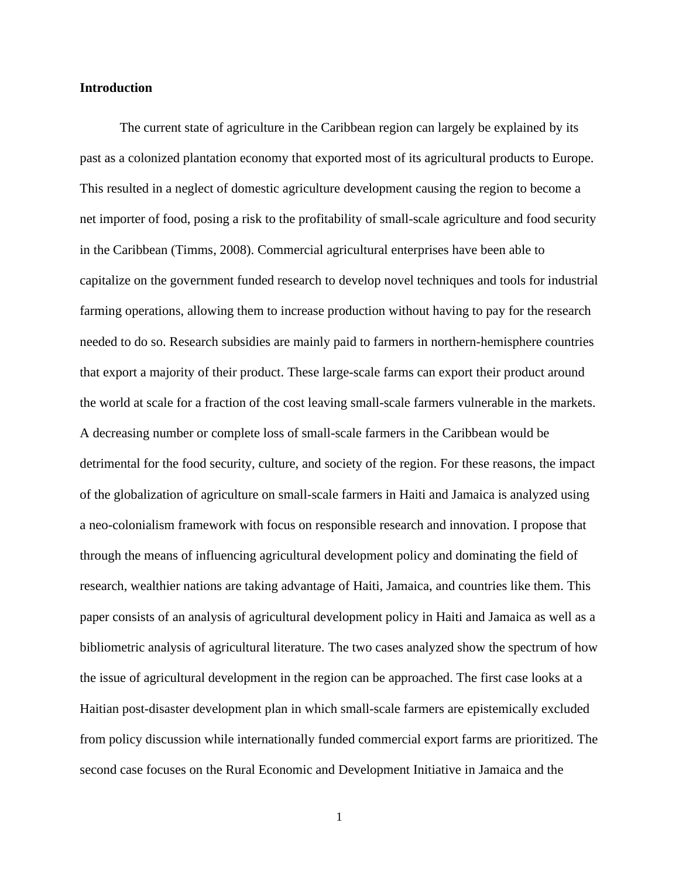## Introduction

The current state of agriculture in the Caribbean region can largely be explained by its past as a colonized plantation economy that exported most of its agricultural products to Europe. This resulted in a neglect of domestic agriculture development causing the region to become a net importer of food, posing a risk to the profitability of small-scale agriculture and food security in the Caribbean (Timms, 2008). Commercial agricultural enterprises have been able to capitalize on the government funded research to develop novel techniques and tools for industrial farming operations, allowing them to increase production without having to pay for the research needed to do so. Research subsidies are mainly paid to farmers in northern-hemisphere countries that export a majority of their product. These large-scale farms can export their product around the world at scale for a fraction of the cost leaving small-scale farmers vulnerable in the markets. A decreasing number or complete loss of small-scale farmers in the Caribbean would be detrimental for the food security, culture, and society of the region. For these reasons, the impact of the globalization of agriculture on small-scale farmers in Haiti and Jamaica is analyzed using a neo-colonialism framework with focus on responsible research and innovation. I propose that through the means of influencing agricultural development policy and dominating the field of research, wealthier nations are taking advantage of Haiti, Jamaica, and countries like them. This paper consists of an analysis of agricultural development policy in Haiti and Jamaica as well as a bibliometric analysis of agricultural literature. The two cases analyzed show the spectrum of how the issue of agricultural development in the region can be approached. The first case looks at a Haitian post-disaster development plan in which small-scale farmers are epistemically excluded from policy discussion while internationally funded commercial export farms are prioritized. The second case focuses on the Rural Economic and Development Initiative in Jamaica and the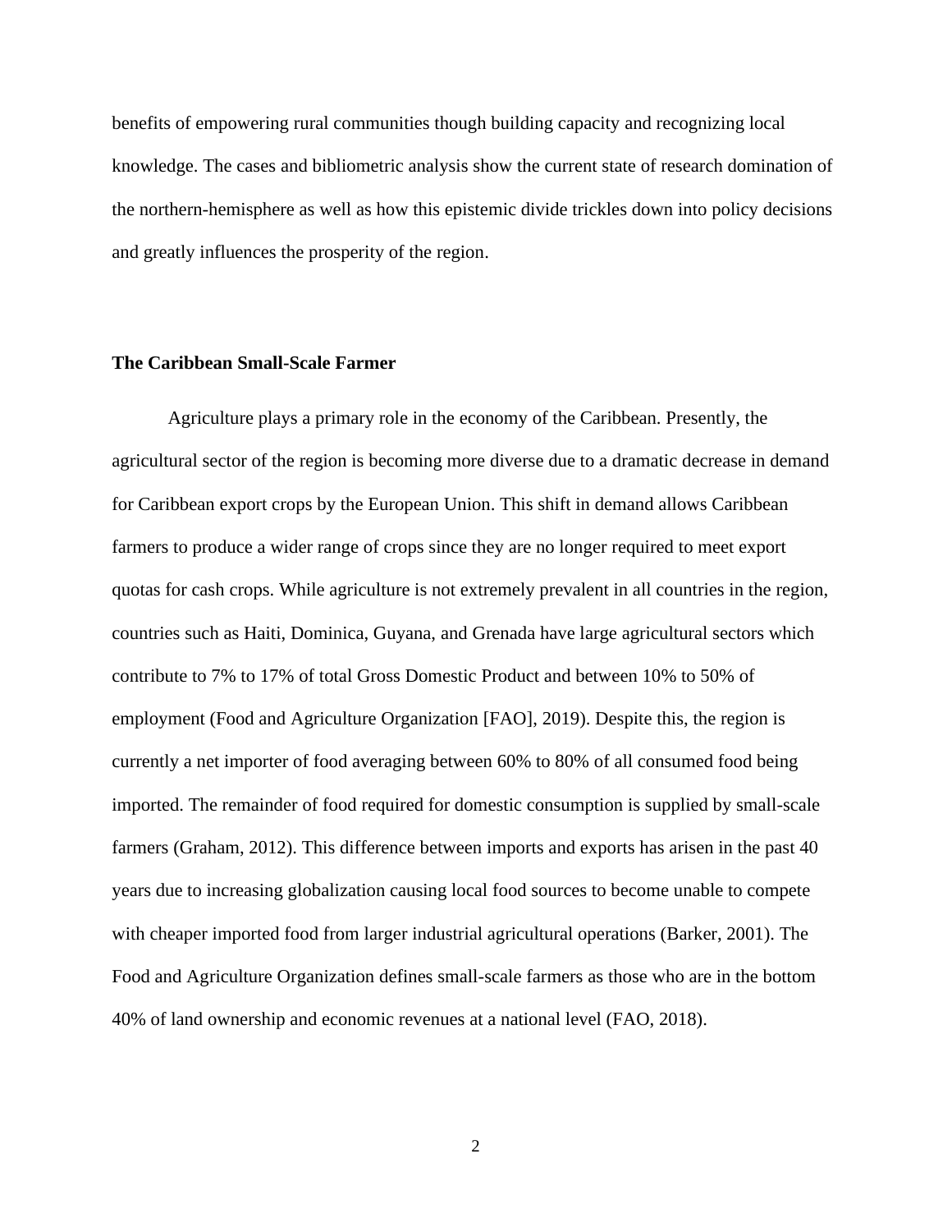benefits of empowering rural communities though building capacity and recognizing local knowledge. The cases and bibliometric analysis show the current state of research domination of the northern-hemisphere as well as how this epistemic divide trickles down into policy decisions and greatly influences the prosperity of the region.

**The Caribbean Small-Scale Farmer**

Agriculture plays a primary role in the economy of the Caribbean. Presently, the agricultural sector of the region is becoming more diverse due to a dramatic decrease in demand for Caribbean export crops by the European Union. This shift in demand allows Caribbean farmers to produce a wider range of crops since they are no longer required to meet export quotas for cash crops. While agriculture is not extremely prevalent in all countries in the region, countries such as Haiti, Dominica, Guyana, and Grenada have large agricultural sectors which contribute to 7% to 17% of total Gross Domestic Product and between 10% to 50% of employment (Food and Agriculture Organization [FAO], 2019). Despite this, the region is currently a net importer of food averaging between 60% to 80% of all consumed food being imported. The remainder of food required for domestic consumption is supplied by small-scale farmers (Graham, 2012). This difference between imports and exports has arisen in the past 40 years due to increasing globalization causing local food sources to become unable to compete with cheaper imported food from larger industrial agricultural operations (Barker, 2001). The Food and Agriculture Organization defines small-scale farmers as those who are in the bottom 40% of land ownership and economic revenues at a national level (FAO, 2018).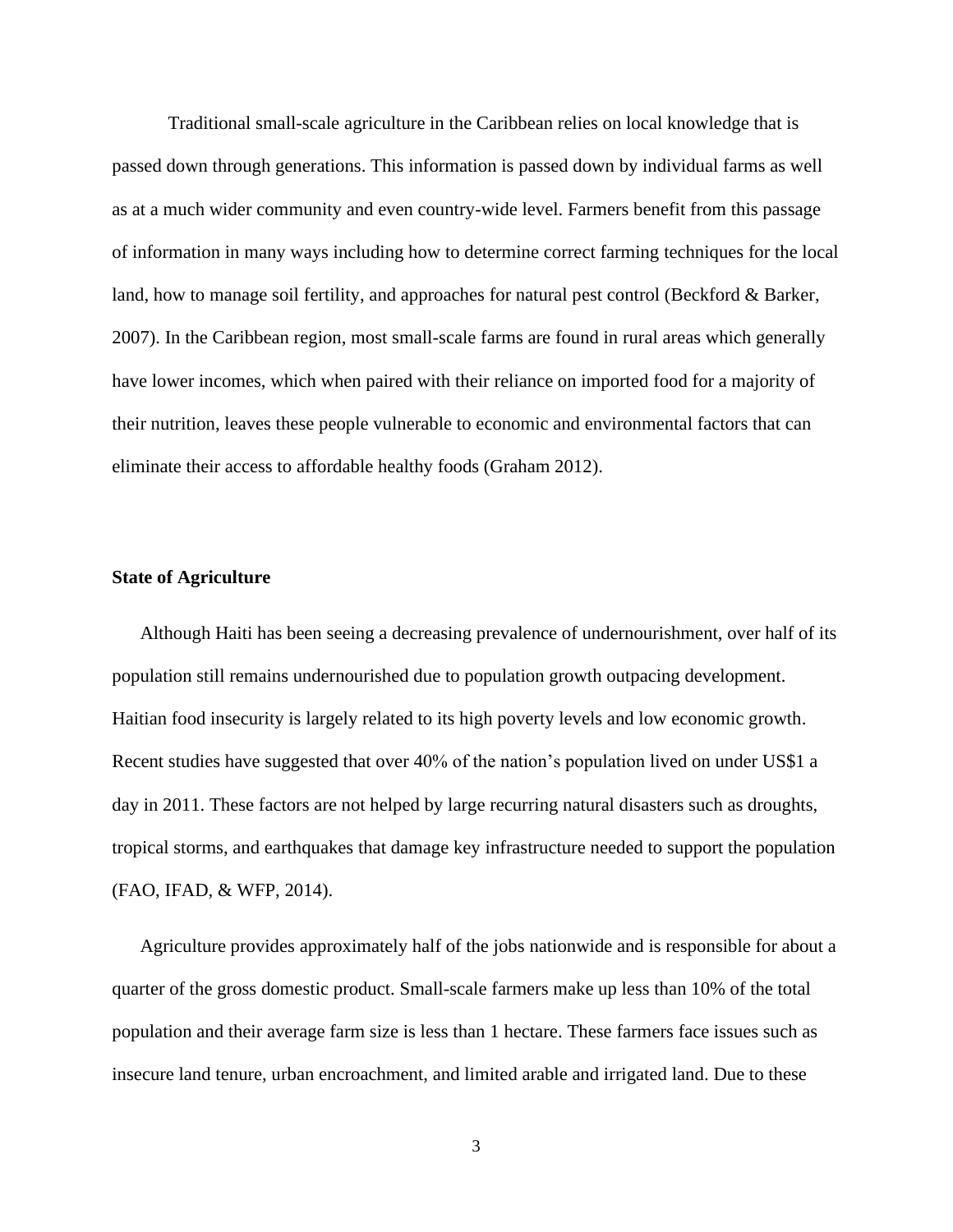Traditional small-scale agriculture in the Caribbean relies on local knowledge that is passed down through generations. This information is passed down by individual farms as well as at a much wider community and even country-wide level. Farmers benefit from this passage of information in many ways including how to determine correct farming techniques for the local land, how to manage soil fertility, and approaches for natural pest control (Beckford & Barker, 2007). In the Caribbean region, most small-scale farms are found in rural areas which generally have lower incomes, which when paired with their reliance on imported food for a majority of their nutrition, leaves these people vulnerable to economic and environmental factors that can eliminate their access to affordable healthy foods (Graham 2012).

**State of Agriculture**

Although Haiti has been seeing a decreasing prevalence of undernourishment, over half of its population still remains undernourished due to population growth outpacing development. Haitian food insecurity is largely related to its high poverty levels and low economic growth. Recent studies have suggested that over 40% of the nation's population lived on under US$1 a day in 2011. These factors are not helped by large recurring natural disasters such as droughts, tropical storms, and earthquakes that damage key infrastructure needed to support the population (FAO, IFAD, & WFP, 2014).

Agriculture provides approximately half of the jobs nationwide and is responsible for about a quarter of the gross domestic product. Small-scale farmers make up less than 10% of the total population and their average farm size is less than 1 hectare. These farmers face issues such as insecure land tenure, urban encroachment, and limited arable and irrigated land. Due to these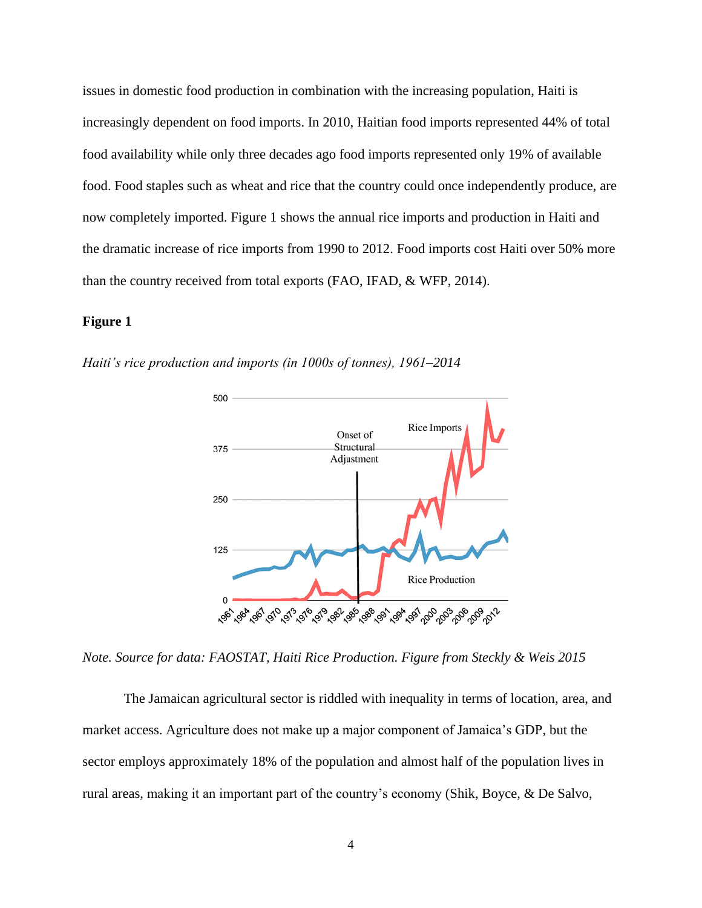issues in domestic food production in combination with the increasing population, Haiti is increasingly dependent on food imports. In 2010, Haitian food imports represented 44% of total food availability while only three decades ago food imports represented only 19% of available food. Food staples such as wheat and rice that the country could once independently produce, are now completely imported. Figure 1 shows the annual rice imports and production in Haiti and the dramatic increase of rice imports from 1990 to 2012. Food imports cost Haiti over 50% more than the country received from total exports (FAO, IFAD, & WFP, 2014).

**Figure 1**

*Haiti's rice production and imports (in 1000s of tonnes), 1961–2014*

*Note. Source for data: FAOSTAT, Haiti Rice Production. Figure from Steckly & Weis 2015*

The Jamaican agricultural sector is riddled with inequality in terms of location, area, and market access. Agriculture does not make up a major component of Jamaica's GDP, but the sector employs approximately 18% of the population and almost half of the population lives in rural areas, making it an important part of the country's economy (Shik, Boyce, & De Salvo,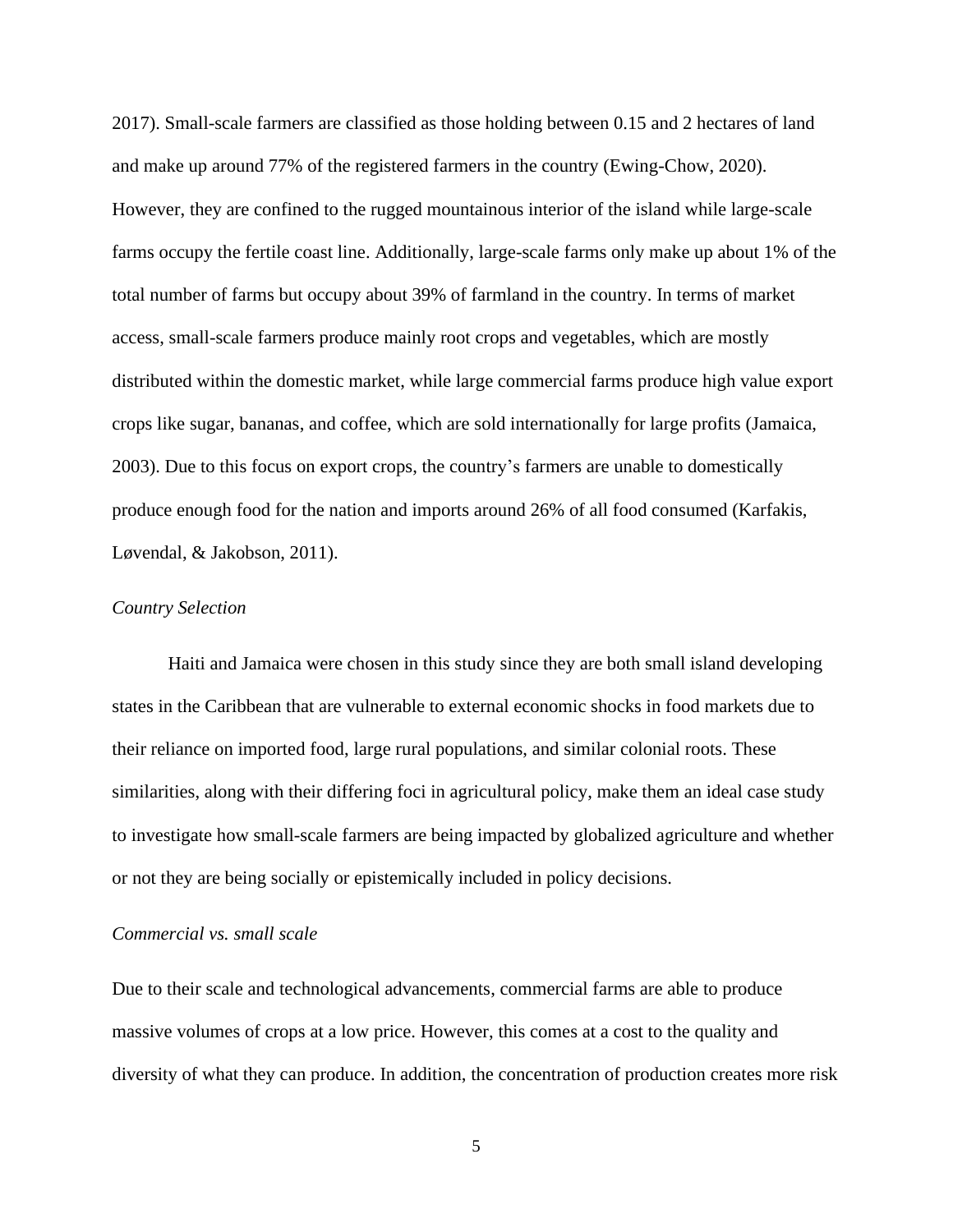2017). Small-scale farmers are classified as those holding between 0.15 and 2 hectares of land and make up around 77% of the registered farmers in the country (Ewing-Chow, 2020). However, they are confined to the rugged mountainous interior of the island while large-scale farms occupy the fertile coast line. Additionally, large-scale farms only make up about 1% of the total number of farms but occupy about 39% of farmland in the country. In terms of market access, small-scale farmers produce mainly root crops and vegetables, which are mostly distributed within the domestic market, while large commercial farms produce high value export crops like sugar, bananas, and coffee, which are sold internationally for large profits (Jamaica, 2003). Due to this focus on export crops, the country's farmers are unable to domestically produce enough food for the nation and imports around 26% of all food consumed (Karfakis, Løvendal, & Jakobson, 2011).

*Country Selection*

Haiti and Jamaica were chosen in this study since they are both small island developing states in the Caribbean that are vulnerable to external economic shocks in food markets due to their reliance on imported food, large rural populations, and similar colonial roots. These similarities, along with their differing foci in agricultural policy, make them an ideal case study to investigate how small-scale farmers are being impacted by globalized agriculture and whether or not they are being socially or epistemically included in policy decisions.

*Commercial vs. small scale*

Due to their scale and technological advancements, commercial farms are able to produce massive volumes of crops at a low price. However, this comes at a cost to the quality and diversity of what they can produce. In addition, the concentration of production creates more risk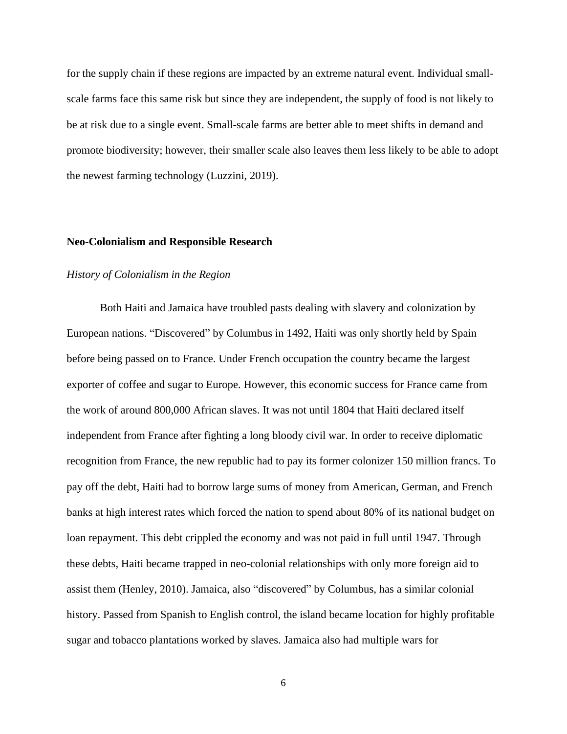for the supply chain if these regions are impacted by an extreme natural event. Individual small-scale farms face this same risk but since they are independent, the supply of food is not likely to be at risk due to a single event. Small-scale farms are better able to meet shifts in demand and promote biodiversity; however, their smaller scale also leaves them less likely to be able to adopt the newest farming technology (Luzzini, 2019).

## Neo-Colonialism and Responsible Research

### *History of Colonialism in the Region*

Both Haiti and Jamaica have troubled pasts dealing with slavery and colonization by European nations. "Discovered" by Columbus in 1492, Haiti was only shortly held by Spain before being passed on to France. Under French occupation the country became the largest exporter of coffee and sugar to Europe. However, this economic success for France came from the work of around 800,000 African slaves. It was not until 1804 that Haiti declared itself independent from France after fighting a long bloody civil war. In order to receive diplomatic recognition from France, the new republic had to pay its former colonizer 150 million francs. To pay off the debt, Haiti had to borrow large sums of money from American, German, and French banks at high interest rates which forced the nation to spend about 80% of its national budget on loan repayment. This debt crippled the economy and was not paid in full until 1947. Through these debts, Haiti became trapped in neo-colonial relationships with only more foreign aid to assist them (Henley, 2010). Jamaica, also "discovered" by Columbus, has a similar colonial history. Passed from Spanish to English control, the island became location for highly profitable sugar and tobacco plantations worked by slaves. Jamaica also had multiple wars for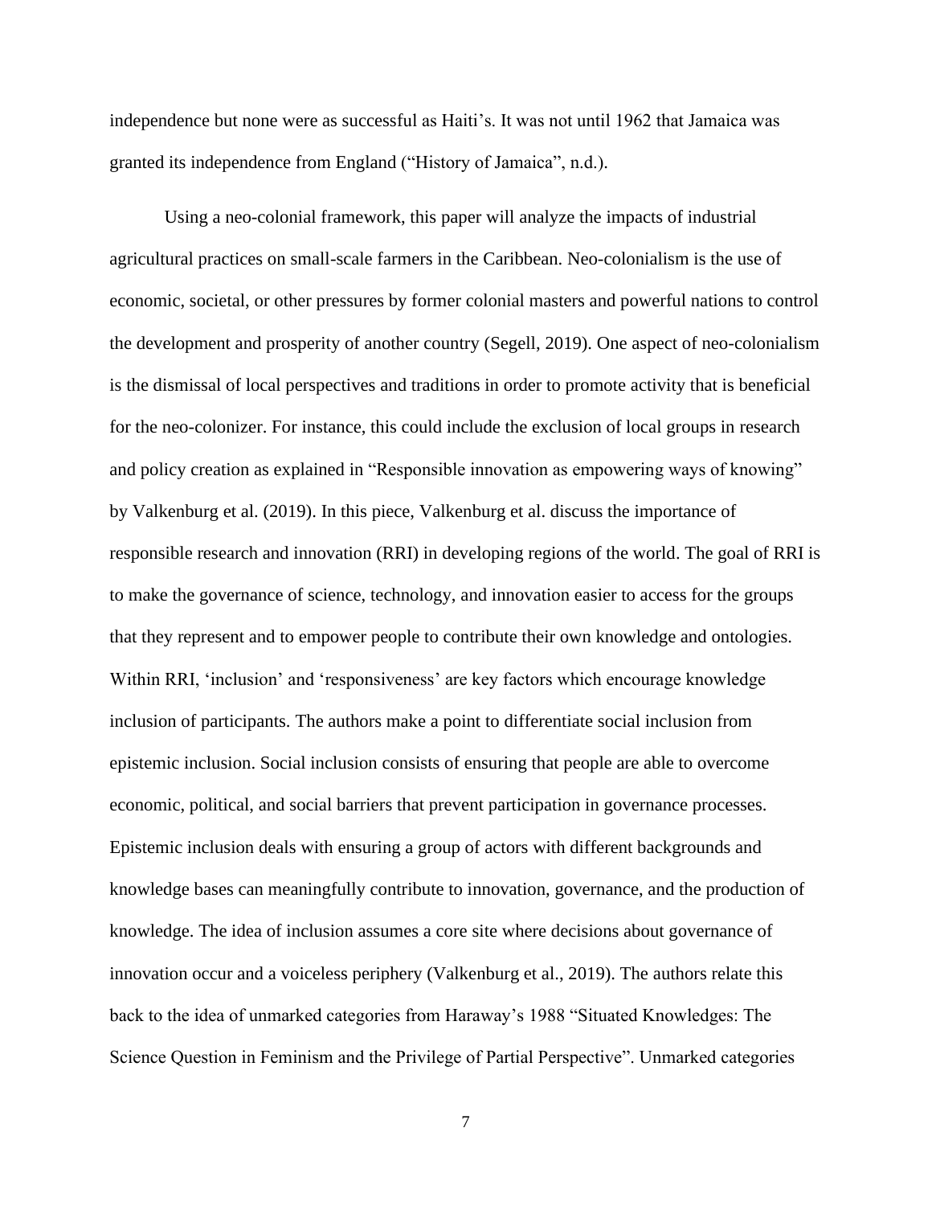independence but none were as successful as Haiti's. It was not until 1962 that Jamaica was granted its independence from England ("History of Jamaica", n.d.).

Using a neo-colonial framework, this paper will analyze the impacts of industrial agricultural practices on small-scale farmers in the Caribbean. Neo-colonialism is the use of economic, societal, or other pressures by former colonial masters and powerful nations to control the development and prosperity of another country (Segell, 2019). One aspect of neo-colonialism is the dismissal of local perspectives and traditions in order to promote activity that is beneficial for the neo-colonizer. For instance, this could include the exclusion of local groups in research and policy creation as explained in "Responsible innovation as empowering ways of knowing" by Valkenburg et al. (2019). In this piece, Valkenburg et al. discuss the importance of responsible research and innovation (RRI) in developing regions of the world. The goal of RRI is to make the governance of science, technology, and innovation easier to access for the groups that they represent and to empower people to contribute their own knowledge and ontologies. Within RRI, 'inclusion' and 'responsiveness' are key factors which encourage knowledge inclusion of participants. The authors make a point to differentiate social inclusion from epistemic inclusion. Social inclusion consists of ensuring that people are able to overcome economic, political, and social barriers that prevent participation in governance processes. Epistemic inclusion deals with ensuring a group of actors with different backgrounds and knowledge bases can meaningfully contribute to innovation, governance, and the production of knowledge. The idea of inclusion assumes a core site where decisions about governance of innovation occur and a voiceless periphery (Valkenburg et al., 2019). The authors relate this back to the idea of unmarked categories from Haraway's 1988 "Situated Knowledges: The Science Question in Feminism and the Privilege of Partial Perspective". Unmarked categories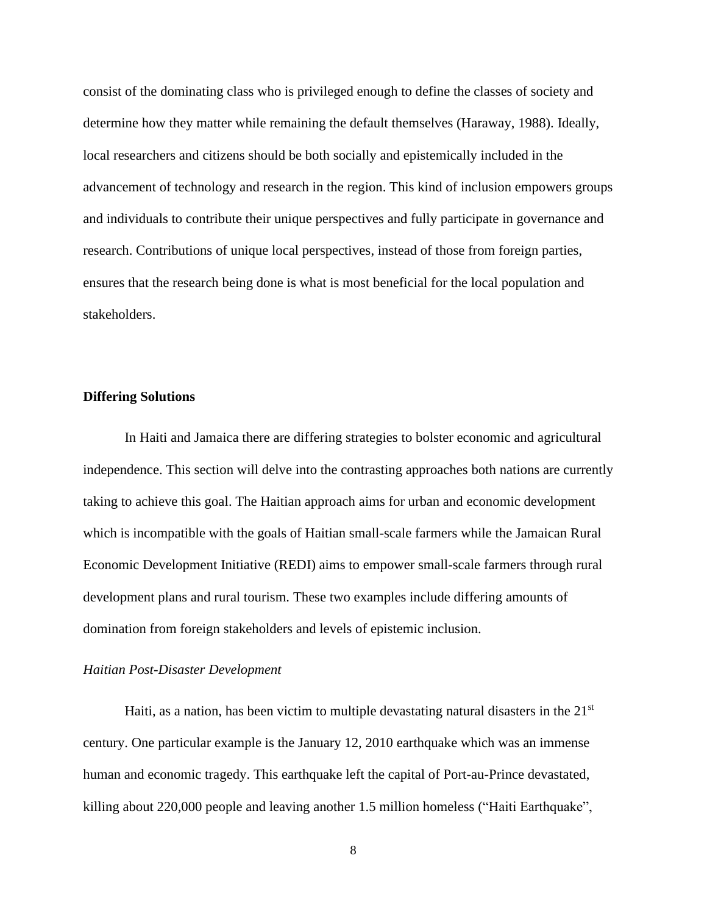consist of the dominating class who is privileged enough to define the classes of society and determine how they matter while remaining the default themselves (Haraway, 1988). Ideally, local researchers and citizens should be both socially and epistemically included in the advancement of technology and research in the region. This kind of inclusion empowers groups and individuals to contribute their unique perspectives and fully participate in governance and research. Contributions of unique local perspectives, instead of those from foreign parties, ensures that the research being done is what is most beneficial for the local population and stakeholders.

**Differing Solutions**

In Haiti and Jamaica there are differing strategies to bolster economic and agricultural independence. This section will delve into the contrasting approaches both nations are currently taking to achieve this goal. The Haitian approach aims for urban and economic development which is incompatible with the goals of Haitian small-scale farmers while the Jamaican Rural Economic Development Initiative (REDI) aims to empower small-scale farmers through rural development plans and rural tourism. These two examples include differing amounts of domination from foreign stakeholders and levels of epistemic inclusion.

*Haitian Post-Disaster Development*

Haiti, as a nation, has been victim to multiple devastating natural disasters in the 21st century. One particular example is the January 12, 2010 earthquake which was an immense human and economic tragedy. This earthquake left the capital of Port-au-Prince devastated, killing about 220,000 people and leaving another 1.5 million homeless ("Haiti Earthquake",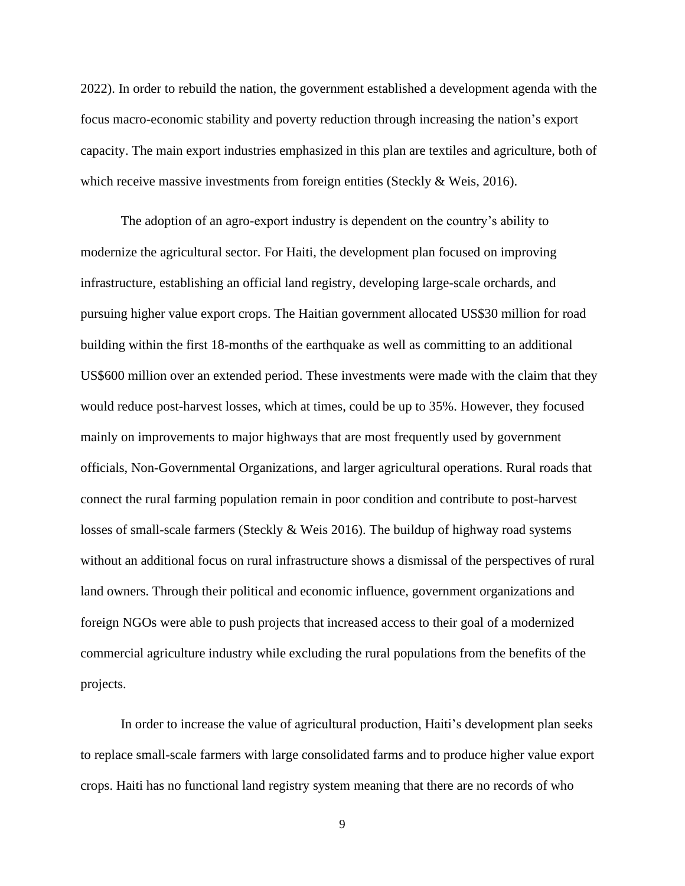2022). In order to rebuild the nation, the government established a development agenda with the focus macro-economic stability and poverty reduction through increasing the nation's export capacity. The main export industries emphasized in this plan are textiles and agriculture, both of which receive massive investments from foreign entities (Steckly & Weis, 2016).

The adoption of an agro-export industry is dependent on the country's ability to modernize the agricultural sector. For Haiti, the development plan focused on improving infrastructure, establishing an official land registry, developing large-scale orchards, and pursuing higher value export crops. The Haitian government allocated US$30 million for road building within the first 18-months of the earthquake as well as committing to an additional US$600 million over an extended period. These investments were made with the claim that they would reduce post-harvest losses, which at times, could be up to 35%. However, they focused mainly on improvements to major highways that are most frequently used by government officials, Non-Governmental Organizations, and larger agricultural operations. Rural roads that connect the rural farming population remain in poor condition and contribute to post-harvest losses of small-scale farmers (Steckly & Weis 2016). The buildup of highway road systems without an additional focus on rural infrastructure shows a dismissal of the perspectives of rural land owners. Through their political and economic influence, government organizations and foreign NGOs were able to push projects that increased access to their goal of a modernized commercial agriculture industry while excluding the rural populations from the benefits of the projects.

In order to increase the value of agricultural production, Haiti's development plan seeks to replace small-scale farmers with large consolidated farms and to produce higher value export crops. Haiti has no functional land registry system meaning that there are no records of who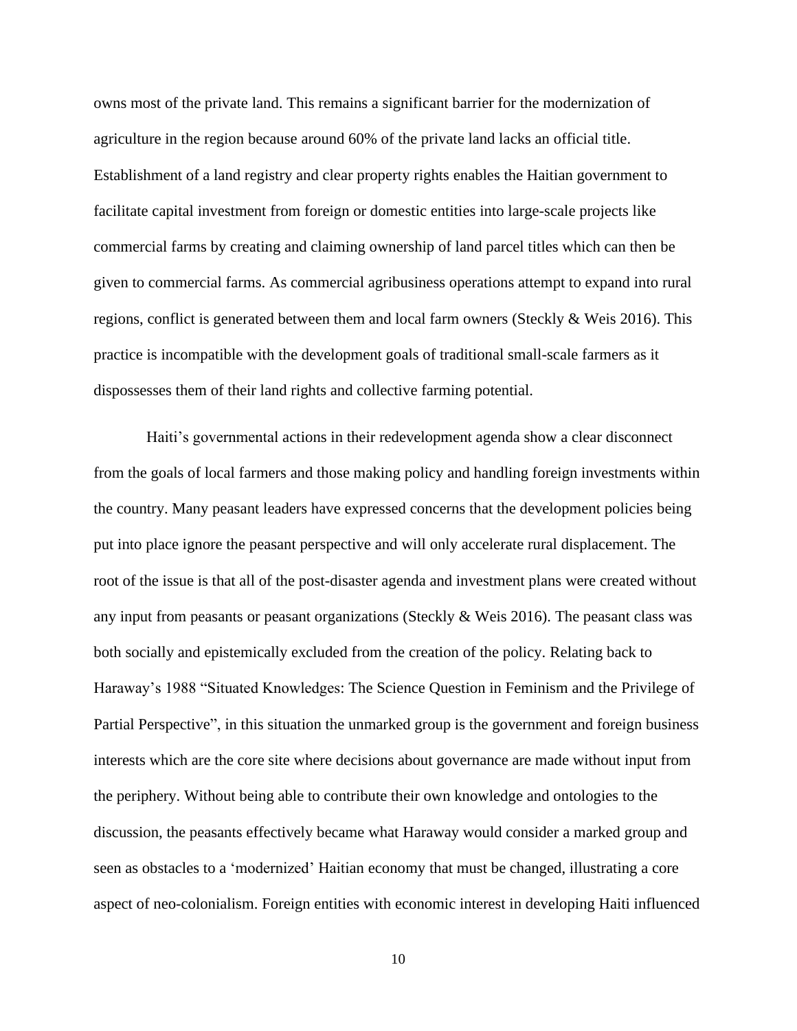owns most of the private land. This remains a significant barrier for the modernization of agriculture in the region because around 60% of the private land lacks an official title. Establishment of a land registry and clear property rights enables the Haitian government to facilitate capital investment from foreign or domestic entities into large-scale projects like commercial farms by creating and claiming ownership of land parcel titles which can then be given to commercial farms. As commercial agribusiness operations attempt to expand into rural regions, conflict is generated between them and local farm owners (Steckly & Weis 2016). This practice is incompatible with the development goals of traditional small-scale farmers as it dispossesses them of their land rights and collective farming potential.

Haiti's governmental actions in their redevelopment agenda show a clear disconnect from the goals of local farmers and those making policy and handling foreign investments within the country. Many peasant leaders have expressed concerns that the development policies being put into place ignore the peasant perspective and will only accelerate rural displacement. The root of the issue is that all of the post-disaster agenda and investment plans were created without any input from peasants or peasant organizations (Steckly & Weis 2016). The peasant class was both socially and epistemically excluded from the creation of the policy. Relating back to Haraway's 1988 "Situated Knowledges: The Science Question in Feminism and the Privilege of Partial Perspective", in this situation the unmarked group is the government and foreign business interests which are the core site where decisions about governance are made without input from the periphery. Without being able to contribute their own knowledge and ontologies to the discussion, the peasants effectively became what Haraway would consider a marked group and seen as obstacles to a 'modernized' Haitian economy that must be changed, illustrating a core aspect of neo-colonialism. Foreign entities with economic interest in developing Haiti influenced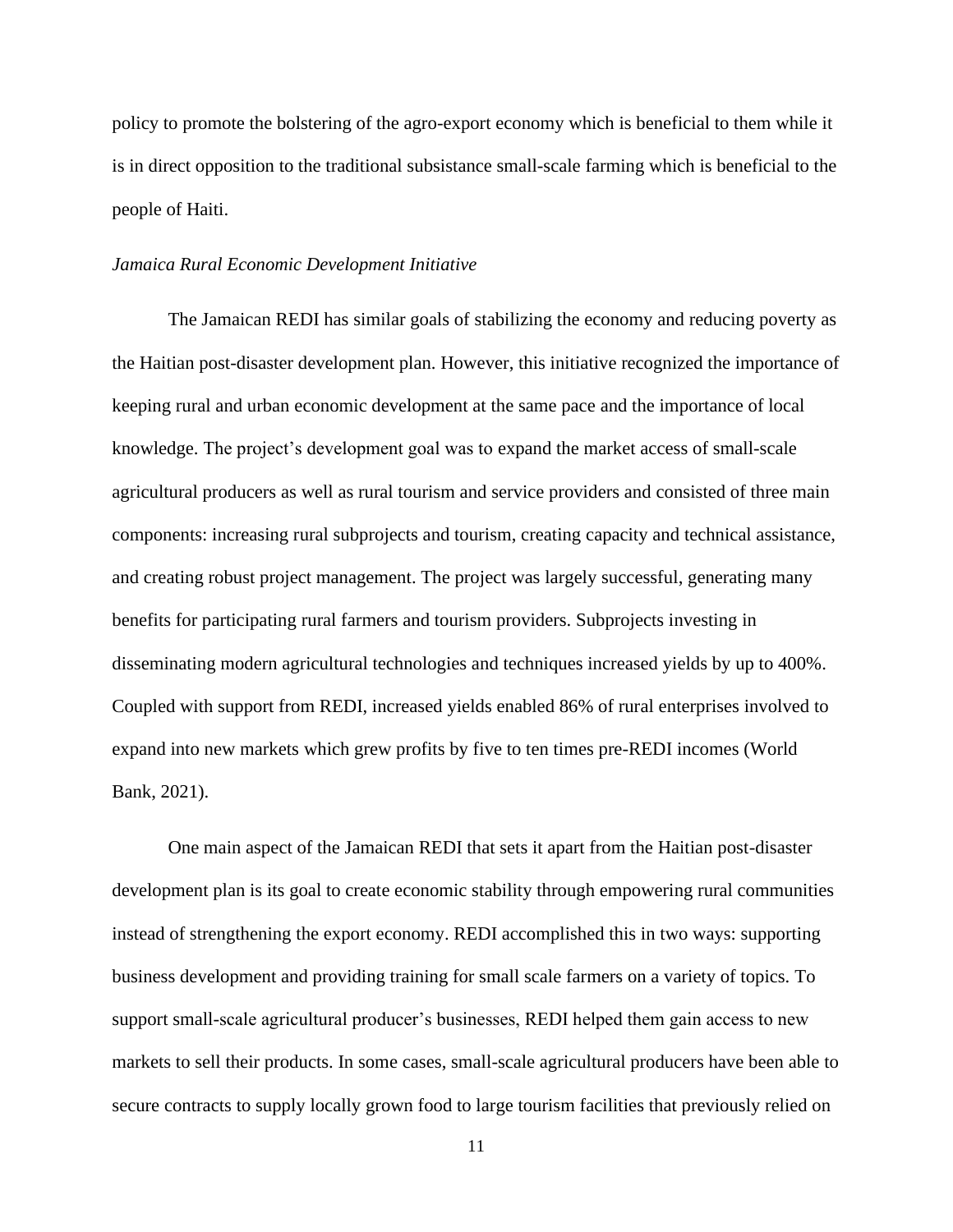policy to promote the bolstering of the agro-export economy which is beneficial to them while it is in direct opposition to the traditional subsistance small-scale farming which is beneficial to the people of Haiti.

### *Jamaica Rural Economic Development Initiative*

The Jamaican REDI has similar goals of stabilizing the economy and reducing poverty as the Haitian post-disaster development plan. However, this initiative recognized the importance of keeping rural and urban economic development at the same pace and the importance of local knowledge. The project's development goal was to expand the market access of small-scale agricultural producers as well as rural tourism and service providers and consisted of three main components: increasing rural subprojects and tourism, creating capacity and technical assistance, and creating robust project management. The project was largely successful, generating many benefits for participating rural farmers and tourism providers. Subprojects investing in disseminating modern agricultural technologies and techniques increased yields by up to 400%. Coupled with support from REDI, increased yields enabled 86% of rural enterprises involved to expand into new markets which grew profits by five to ten times pre-REDI incomes (World Bank, 2021).

One main aspect of the Jamaican REDI that sets it apart from the Haitian post-disaster development plan is its goal to create economic stability through empowering rural communities instead of strengthening the export economy. REDI accomplished this in two ways: supporting business development and providing training for small scale farmers on a variety of topics. To support small-scale agricultural producer's businesses, REDI helped them gain access to new markets to sell their products. In some cases, small-scale agricultural producers have been able to secure contracts to supply locally grown food to large tourism facilities that previously relied on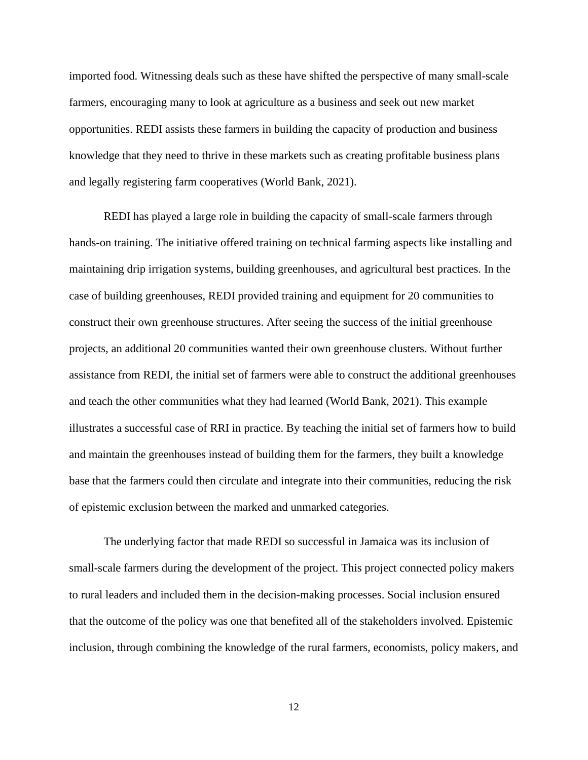imported food. Witnessing deals such as these have shifted the perspective of many small-scale farmers, encouraging many to look at agriculture as a business and seek out new market opportunities. REDI assists these farmers in building the capacity of production and business knowledge that they need to thrive in these markets such as creating profitable business plans and legally registering farm cooperatives (World Bank, 2021).

REDI has played a large role in building the capacity of small-scale farmers through hands-on training. The initiative offered training on technical farming aspects like installing and maintaining drip irrigation systems, building greenhouses, and agricultural best practices. In the case of building greenhouses, REDI provided training and equipment for 20 communities to construct their own greenhouse structures. After seeing the success of the initial greenhouse projects, an additional 20 communities wanted their own greenhouse clusters. Without further assistance from REDI, the initial set of farmers were able to construct the additional greenhouses and teach the other communities what they had learned (World Bank, 2021). This example illustrates a successful case of RRI in practice. By teaching the initial set of farmers how to build and maintain the greenhouses instead of building them for the farmers, they built a knowledge base that the farmers could then circulate and integrate into their communities, reducing the risk of epistemic exclusion between the marked and unmarked categories.

The underlying factor that made REDI so successful in Jamaica was its inclusion of small-scale farmers during the development of the project. This project connected policy makers to rural leaders and included them in the decision-making processes. Social inclusion ensured that the outcome of the policy was one that benefited all of the stakeholders involved. Epistemic inclusion, through combining the knowledge of the rural farmers, economists, policy makers, and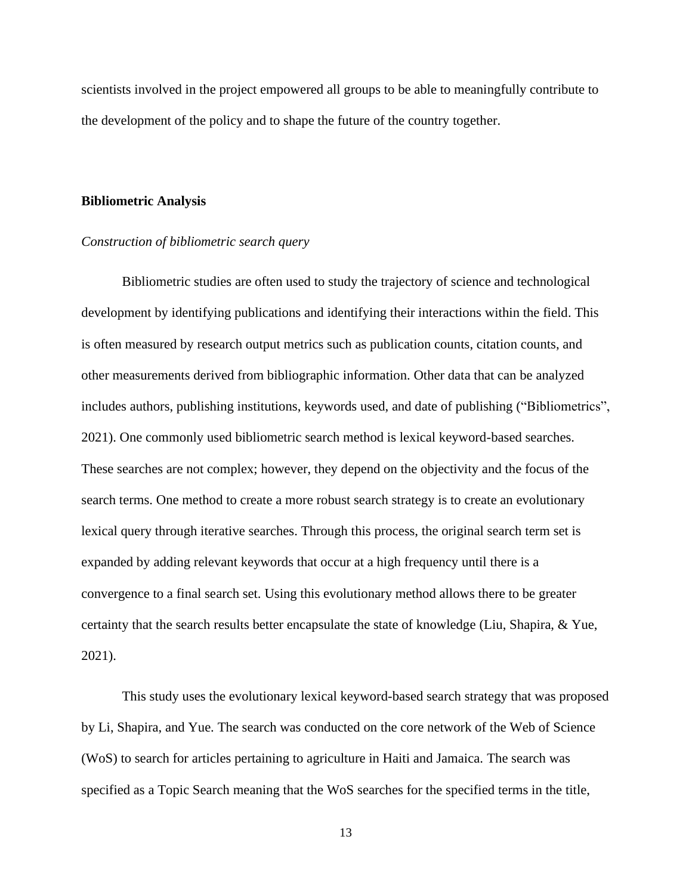scientists involved in the project empowered all groups to be able to meaningfully contribute to the development of the policy and to shape the future of the country together.

## Bibliometric Analysis

### *Construction of bibliometric search query*

Bibliometric studies are often used to study the trajectory of science and technological development by identifying publications and identifying their interactions within the field. This is often measured by research output metrics such as publication counts, citation counts, and other measurements derived from bibliographic information. Other data that can be analyzed includes authors, publishing institutions, keywords used, and date of publishing ("Bibliometrics", 2021). One commonly used bibliometric search method is lexical keyword-based searches. These searches are not complex; however, they depend on the objectivity and the focus of the search terms. One method to create a more robust search strategy is to create an evolutionary lexical query through iterative searches. Through this process, the original search term set is expanded by adding relevant keywords that occur at a high frequency until there is a convergence to a final search set. Using this evolutionary method allows there to be greater certainty that the search results better encapsulate the state of knowledge (Liu, Shapira, & Yue, 2021).

This study uses the evolutionary lexical keyword-based search strategy that was proposed by Li, Shapira, and Yue. The search was conducted on the core network of the Web of Science (WoS) to search for articles pertaining to agriculture in Haiti and Jamaica. The search was specified as a Topic Search meaning that the WoS searches for the specified terms in the title,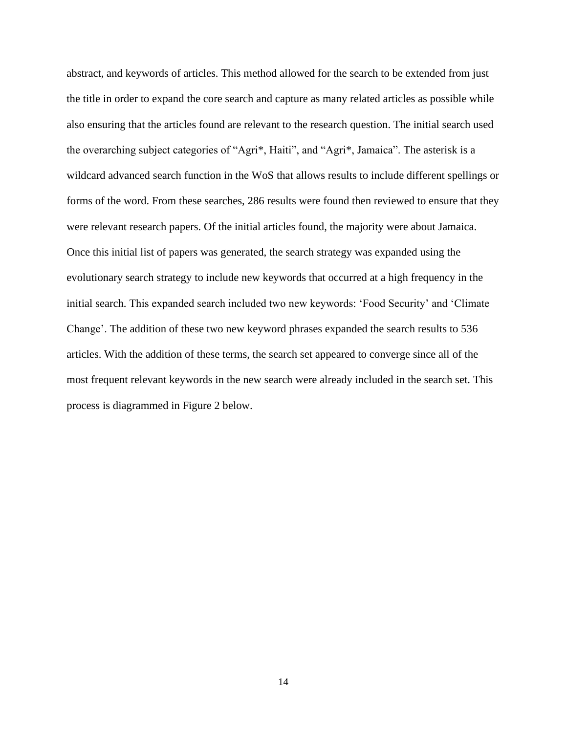abstract, and keywords of articles. This method allowed for the search to be extended from just the title in order to expand the core search and capture as many related articles as possible while also ensuring that the articles found are relevant to the research question. The initial search used the overarching subject categories of "Agri*, Haiti", and "Agri*, Jamaica". The asterisk is a wildcard advanced search function in the WoS that allows results to include different spellings or forms of the word. From these searches, 286 results were found then reviewed to ensure that they were relevant research papers. Of the initial articles found, the majority were about Jamaica. Once this initial list of papers was generated, the search strategy was expanded using the evolutionary search strategy to include new keywords that occurred at a high frequency in the initial search. This expanded search included two new keywords: 'Food Security' and 'Climate Change'. The addition of these two new keyword phrases expanded the search results to 536 articles. With the addition of these terms, the search set appeared to converge since all of the most frequent relevant keywords in the new search were already included in the search set. This process is diagrammed in Figure 2 below.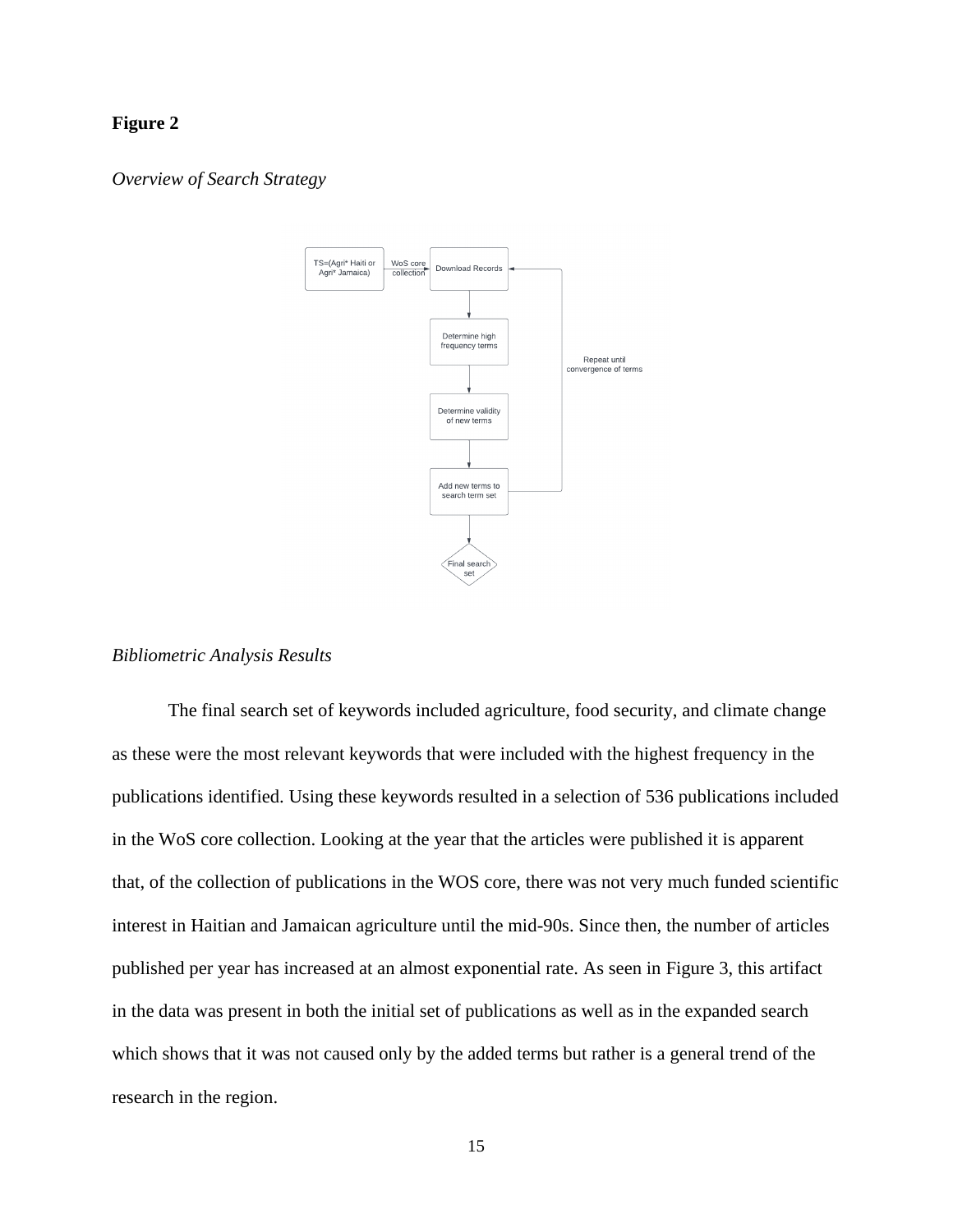**Figure 2**

*Overview of Search Strategy*

*Bibliometric Analysis Results*

The final search set of keywords included agriculture, food security, and climate change as these were the most relevant keywords that were included with the highest frequency in the publications identified. Using these keywords resulted in a selection of 536 publications included in the WoS core collection. Looking at the year that the articles were published it is apparent that, of the collection of publications in the WOS core, there was not very much funded scientific interest in Haitian and Jamaican agriculture until the mid-90s. Since then, the number of articles published per year has increased at an almost exponential rate. As seen in Figure 3, this artifact in the data was present in both the initial set of publications as well as in the expanded search which shows that it was not caused only by the added terms but rather is a general trend of the research in the region.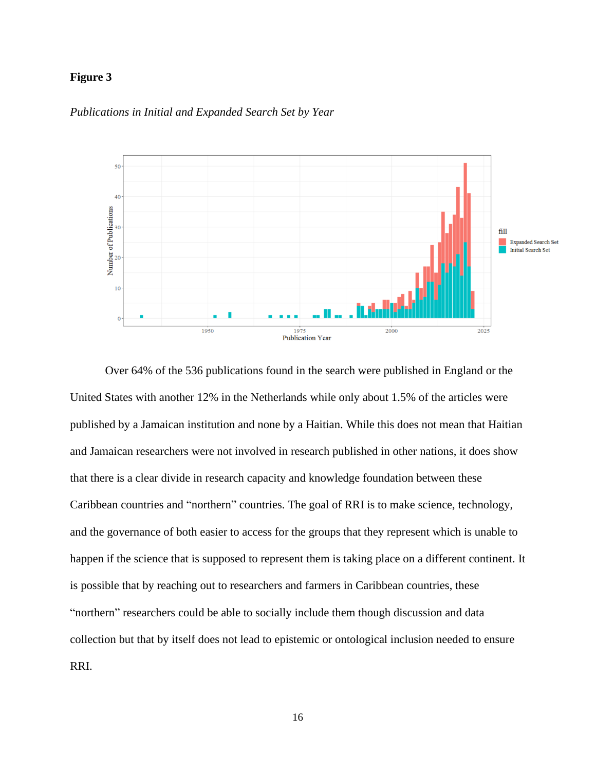**Figure 3**

*Publications in Initial and Expanded Search Set by Year*

Over 64% of the 536 publications found in the search were published in England or the United States with another 12% in the Netherlands while only about 1.5% of the articles were published by a Jamaican institution and none by a Haitian. While this does not mean that Haitian and Jamaican researchers were not involved in research published in other nations, it does show that there is a clear divide in research capacity and knowledge foundation between these Caribbean countries and "northern" countries. The goal of RRI is to make science, technology, and the governance of both easier to access for the groups that they represent which is unable to happen if the science that is supposed to represent them is taking place on a different continent. It is possible that by reaching out to researchers and farmers in Caribbean countries, these "northern" researchers could be able to socially include them though discussion and data collection but that by itself does not lead to epistemic or ontological inclusion needed to ensure RRI.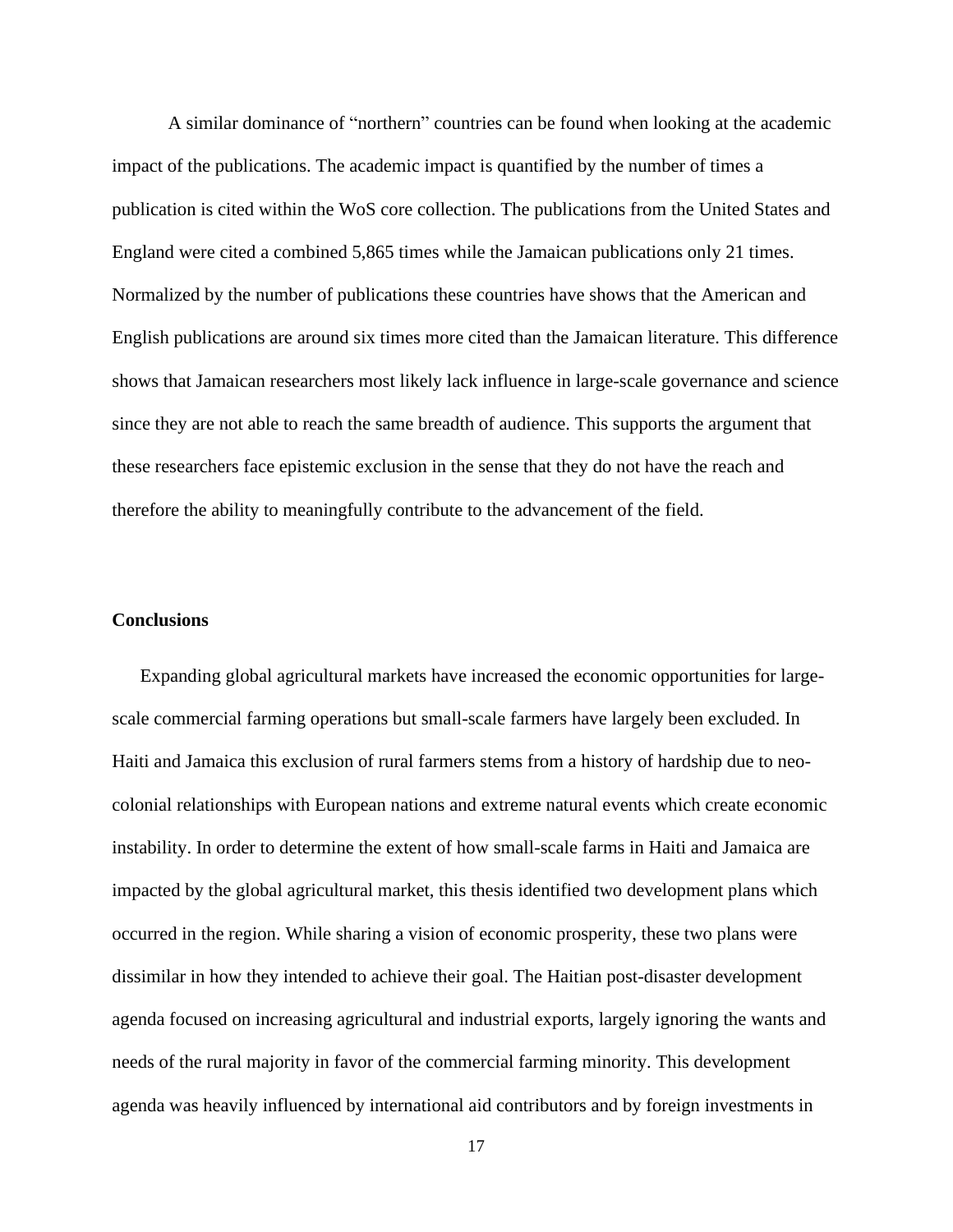A similar dominance of "northern" countries can be found when looking at the academic impact of the publications. The academic impact is quantified by the number of times a publication is cited within the WoS core collection. The publications from the United States and England were cited a combined 5,865 times while the Jamaican publications only 21 times. Normalized by the number of publications these countries have shows that the American and English publications are around six times more cited than the Jamaican literature. This difference shows that Jamaican researchers most likely lack influence in large-scale governance and science since they are not able to reach the same breadth of audience. This supports the argument that these researchers face epistemic exclusion in the sense that they do not have the reach and therefore the ability to meaningfully contribute to the advancement of the field.

## Conclusions

Expanding global agricultural markets have increased the economic opportunities for large-scale commercial farming operations but small-scale farmers have largely been excluded. In Haiti and Jamaica this exclusion of rural farmers stems from a history of hardship due to neo-colonial relationships with European nations and extreme natural events which create economic instability. In order to determine the extent of how small-scale farms in Haiti and Jamaica are impacted by the global agricultural market, this thesis identified two development plans which occurred in the region. While sharing a vision of economic prosperity, these two plans were dissimilar in how they intended to achieve their goal. The Haitian post-disaster development agenda focused on increasing agricultural and industrial exports, largely ignoring the wants and needs of the rural majority in favor of the commercial farming minority. This development agenda was heavily influenced by international aid contributors and by foreign investments in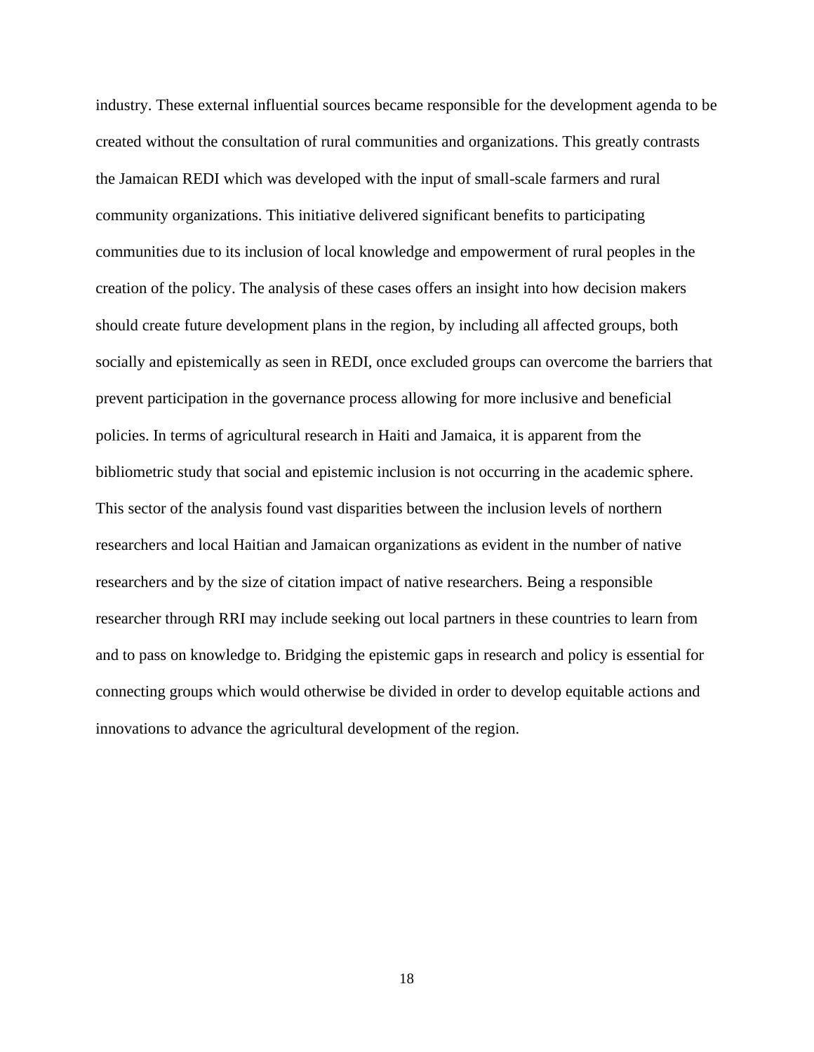industry. These external influential sources became responsible for the development agenda to be created without the consultation of rural communities and organizations. This greatly contrasts the Jamaican REDI which was developed with the input of small-scale farmers and rural community organizations. This initiative delivered significant benefits to participating communities due to its inclusion of local knowledge and empowerment of rural peoples in the creation of the policy. The analysis of these cases offers an insight into how decision makers should create future development plans in the region, by including all affected groups, both socially and epistemically as seen in REDI, once excluded groups can overcome the barriers that prevent participation in the governance process allowing for more inclusive and beneficial policies. In terms of agricultural research in Haiti and Jamaica, it is apparent from the bibliometric study that social and epistemic inclusion is not occurring in the academic sphere. This sector of the analysis found vast disparities between the inclusion levels of northern researchers and local Haitian and Jamaican organizations as evident in the number of native researchers and by the size of citation impact of native researchers. Being a responsible researcher through RRI may include seeking out local partners in these countries to learn from and to pass on knowledge to. Bridging the epistemic gaps in research and policy is essential for connecting groups which would otherwise be divided in order to develop equitable actions and innovations to advance the agricultural development of the region.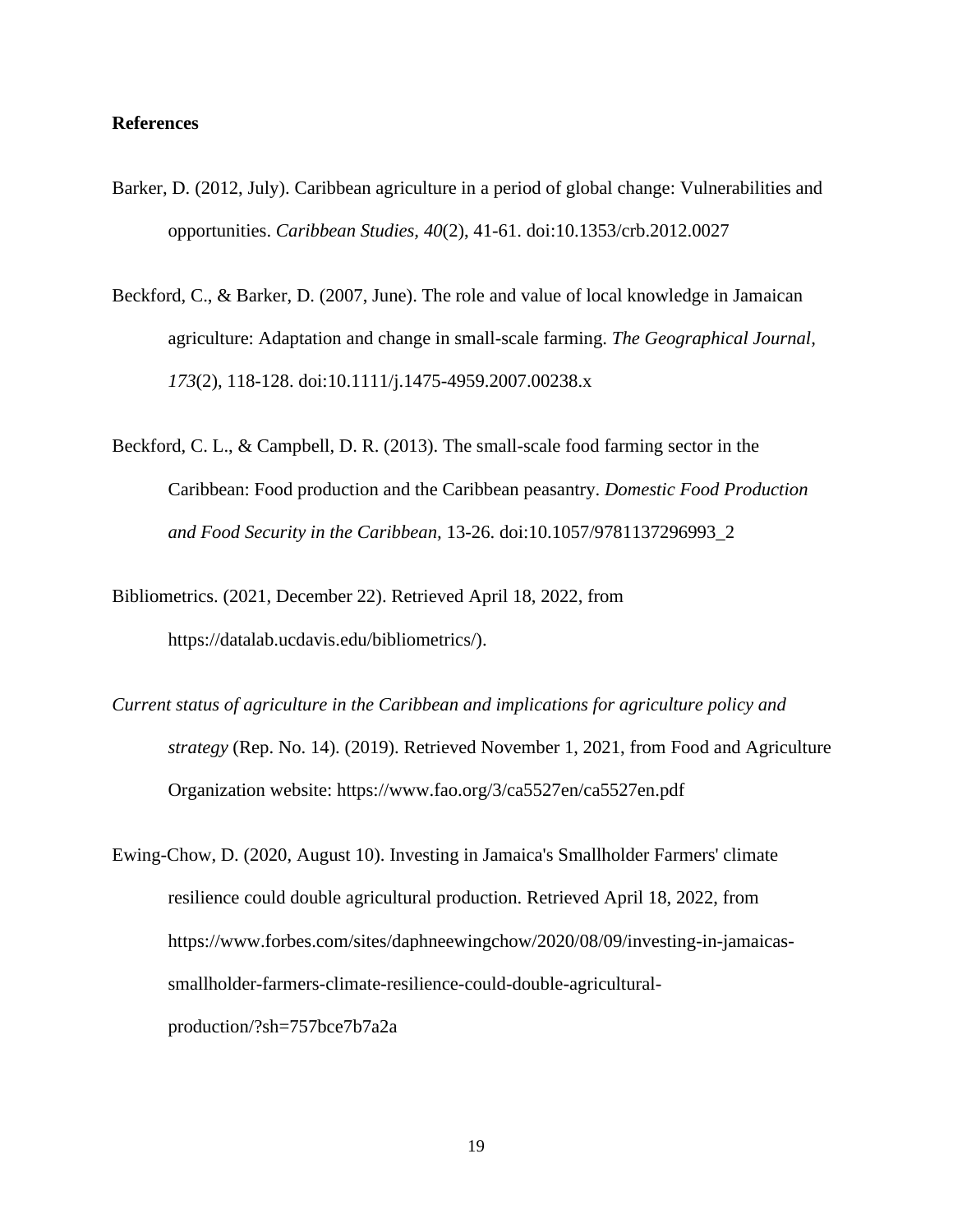**References**

Barker, D. (2012, July). Caribbean agriculture in a period of global change: Vulnerabilities and opportunities. *Caribbean Studies, 40*(2), 41-61. doi:10.1353/crb.2012.0027

Beckford, C., & Barker, D. (2007, June). The role and value of local knowledge in Jamaican agriculture: Adaptation and change in small-scale farming. *The Geographical Journal, 173*(2), 118-128. doi:10.1111/j.1475-4959.2007.00238.x

Beckford, C. L., & Campbell, D. R. (2013). The small-scale food farming sector in the Caribbean: Food production and the Caribbean peasantry. *Domestic Food Production and Food Security in the Caribbean,* 13-26. doi:10.1057/9781137296993_2

Bibliometrics. (2021, December 22). Retrieved April 18, 2022, from https://datalab.ucdavis.edu/bibliometrics/).

*Current status of agriculture in the Caribbean and implications for agriculture policy and strategy* (Rep. No. 14). (2019). Retrieved November 1, 2021, from Food and Agriculture Organization website: https://www.fao.org/3/ca5527en/ca5527en.pdf

Ewing-Chow, D. (2020, August 10). Investing in Jamaica's Smallholder Farmers' climate resilience could double agricultural production. Retrieved April 18, 2022, from https://www.forbes.com/sites/daphneewingchow/2020/08/09/investing-in-jamaicas-smallholder-farmers-climate-resilience-could-double-agricultural-production/?sh=757bce7b7a2a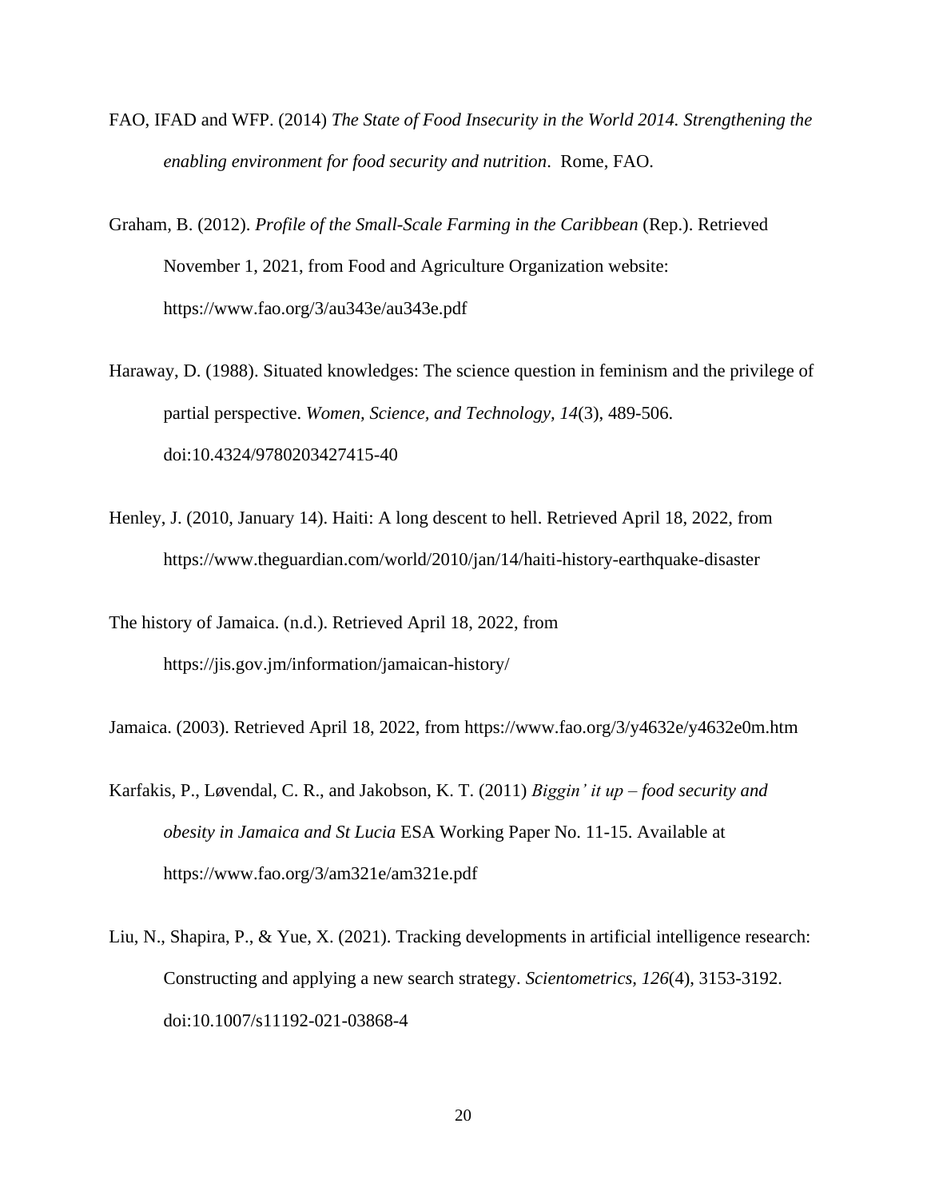FAO, IFAD and WFP. (2014) *The State of Food Insecurity in the World 2014. Strengthening the enabling environment for food security and nutrition*. Rome, FAO.

Graham, B. (2012). *Profile of the Small-Scale Farming in the Caribbean* (Rep.). Retrieved November 1, 2021, from Food and Agriculture Organization website: https://www.fao.org/3/au343e/au343e.pdf

Haraway, D. (1988). Situated knowledges: The science question in feminism and the privilege of partial perspective. *Women, Science, and Technology, 14*(3), 489-506. doi:10.4324/9780203427415-40

Henley, J. (2010, January 14). Haiti: A long descent to hell. Retrieved April 18, 2022, from https://www.theguardian.com/world/2010/jan/14/haiti-history-earthquake-disaster

The history of Jamaica. (n.d.). Retrieved April 18, 2022, from https://jis.gov.jm/information/jamaican-history/

Jamaica. (2003). Retrieved April 18, 2022, from https://www.fao.org/3/y4632e/y4632e0m.htm

Karfakis, P., Løvendal, C. R., and Jakobson, K. T. (2011) *Biggin' it up – food security and obesity in Jamaica and St Lucia* ESA Working Paper No. 11-15. Available at https://www.fao.org/3/am321e/am321e.pdf

Liu, N., Shapira, P., & Yue, X. (2021). Tracking developments in artificial intelligence research: Constructing and applying a new search strategy. *Scientometrics, 126*(4), 3153-3192. doi:10.1007/s11192-021-03868-4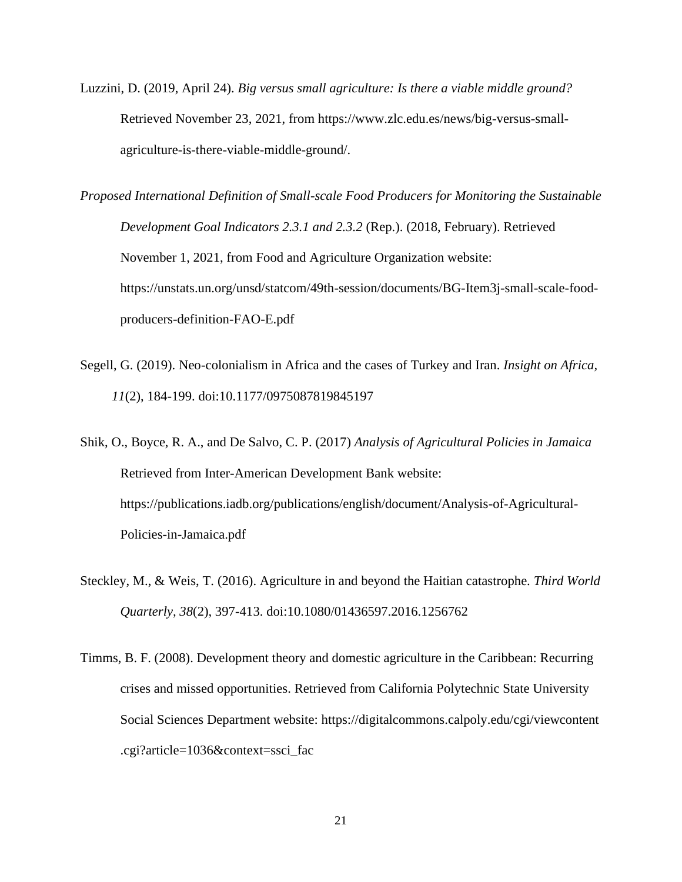Luzzini, D. (2019, April 24). *Big versus small agriculture: Is there a viable middle ground?* Retrieved November 23, 2021, from https://www.zlc.edu.es/news/big-versus-small-agriculture-is-there-viable-middle-ground/.

*Proposed International Definition of Small-scale Food Producers for Monitoring the Sustainable Development Goal Indicators 2.3.1 and 2.3.2* (Rep.). (2018, February). Retrieved November 1, 2021, from Food and Agriculture Organization website: https://unstats.un.org/unsd/statcom/49th-session/documents/BG-Item3j-small-scale-food-producers-definition-FAO-E.pdf

Segell, G. (2019). Neo-colonialism in Africa and the cases of Turkey and Iran. *Insight on Africa*, *11*(2), 184-199. doi:10.1177/0975087819845197

Shik, O., Boyce, R. A., and De Salvo, C. P. (2017) *Analysis of Agricultural Policies in Jamaica* Retrieved from Inter-American Development Bank website: https://publications.iadb.org/publications/english/document/Analysis-of-Agricultural-Policies-in-Jamaica.pdf

Steckley, M., & Weis, T. (2016). Agriculture in and beyond the Haitian catastrophe. *Third World Quarterly*, *38*(2), 397-413. doi:10.1080/01436597.2016.1256762

Timms, B. F. (2008). Development theory and domestic agriculture in the Caribbean: Recurring crises and missed opportunities. Retrieved from California Polytechnic State University Social Sciences Department website: https://digitalcommons.calpoly.edu/cgi/viewcontent.cgi?article=1036&context=ssci_fac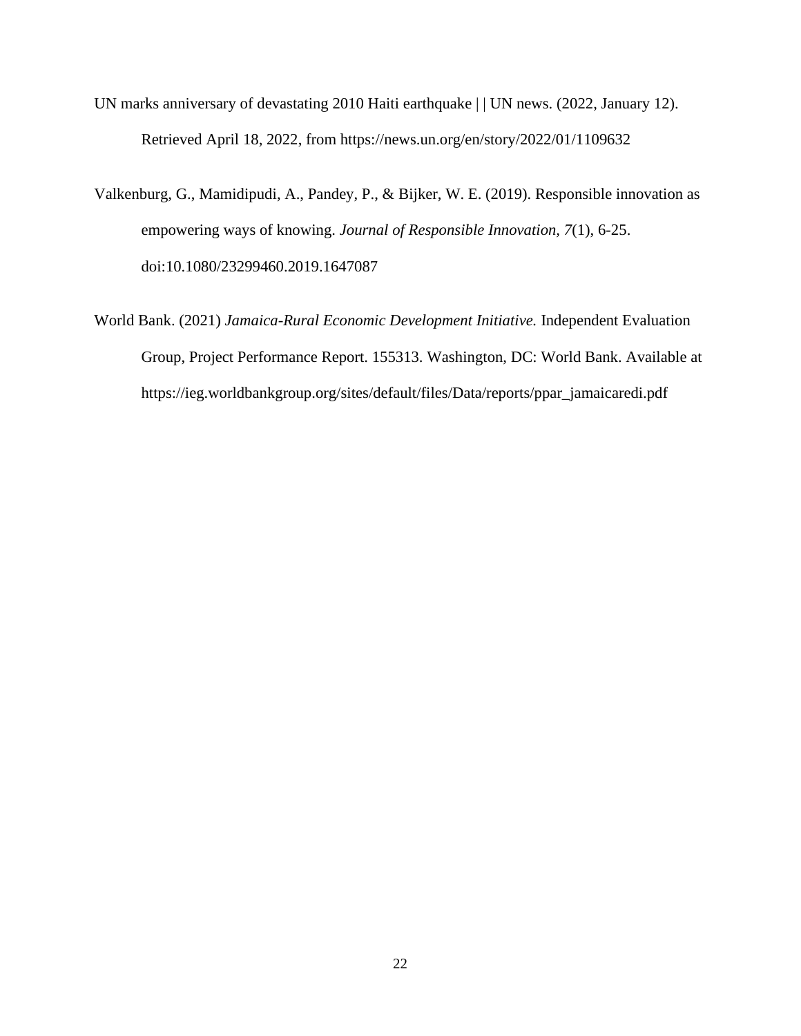UN marks anniversary of devastating 2010 Haiti earthquake | | UN news. (2022, January 12). Retrieved April 18, 2022, from https://news.un.org/en/story/2022/01/1109632

Valkenburg, G., Mamidipudi, A., Pandey, P., & Bijker, W. E. (2019). Responsible innovation as empowering ways of knowing. *Journal of Responsible Innovation, 7*(1), 6-25. doi:10.1080/23299460.2019.1647087

World Bank. (2021) *Jamaica-Rural Economic Development Initiative.* Independent Evaluation Group, Project Performance Report. 155313. Washington, DC: World Bank. Available at https://ieg.worldbankgroup.org/sites/default/files/Data/reports/ppar_jamaicaredi.pdf